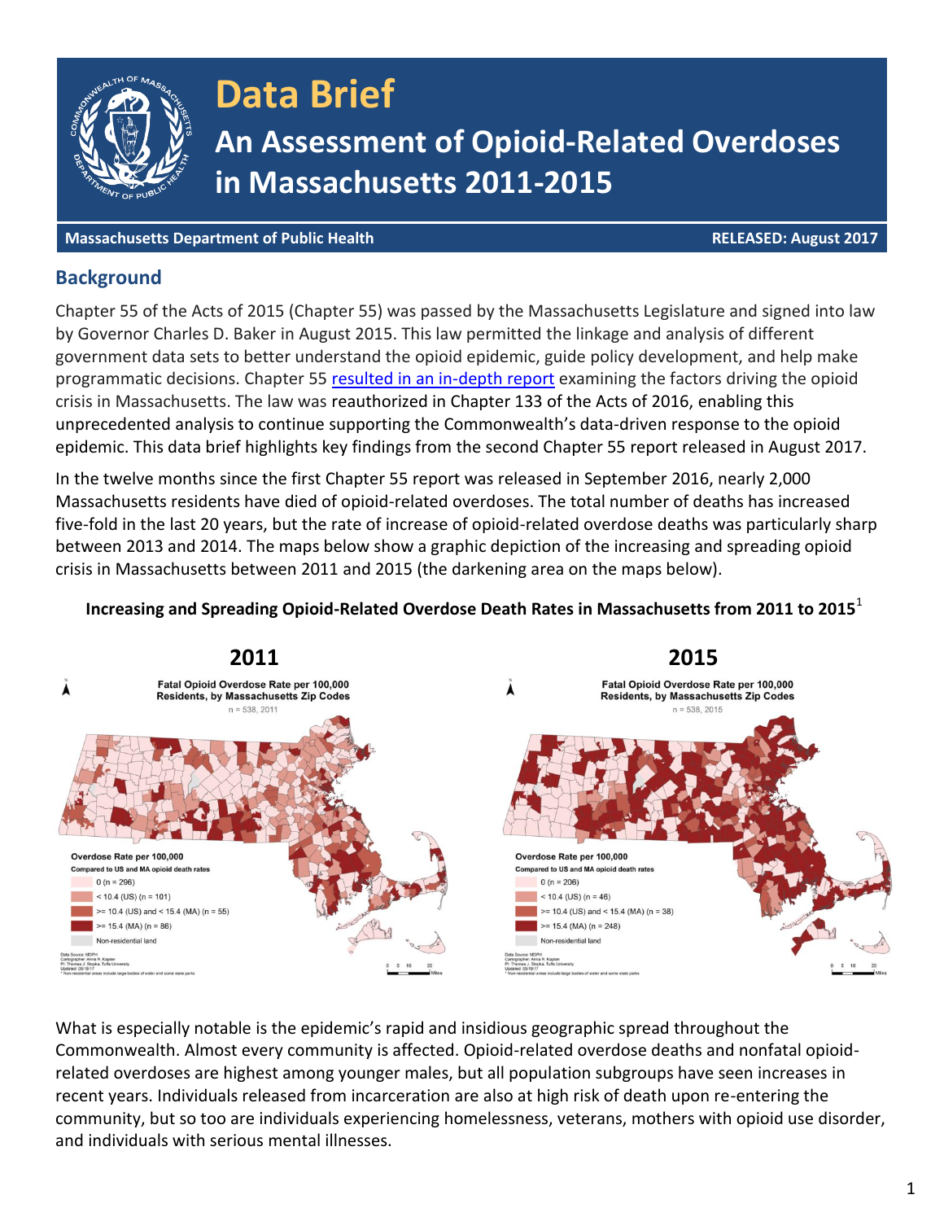# Data Brief

## An Assessment of Opioid-Related Overdoses in Massachusetts 2011-2015

**Massachusetts Department of Public Health** **RELEASED: August 2017**

## Background

Chapter 55 of the Acts of 2015 (Chapter 55) was passed by the Massachusetts Legislature and signed into law by Governor Charles D. Baker in August 2015. This law permitted the linkage and analysis of different government data sets to better understand the opioid epidemic, guide policy development, and help make programmatic decisions. Chapter 55 resulted in an in-depth report examining the factors driving the opioid crisis in Massachusetts. The law was reauthorized in Chapter 133 of the Acts of 2016, enabling this unprecedented analysis to continue supporting the Commonwealth's data-driven response to the opioid epidemic. This data brief highlights key findings from the second Chapter 55 report released in August 2017.

In the twelve months since the first Chapter 55 report was released in September 2016, nearly 2,000 Massachusetts residents have died of opioid-related overdoses. The total number of deaths has increased five-fold in the last 20 years, but the rate of increase of opioid-related overdose deaths was particularly sharp between 2013 and 2014. The maps below show a graphic depiction of the increasing and spreading opioid crisis in Massachusetts between 2011 and 2015 (the darkening area on the maps below).

**Increasing and Spreading Opioid-Related Overdose Death Rates in Massachusetts from 2011 to 2015**[1]

**2011**

Fatal Opioid Overdose Rate per 100,000 Residents, by Massachusetts Zip Codes

n = 538, 2011

Overdose Rate per 100,000
Compared to US and MA opioid death rates

- 0 (n = 296)
- < 10.4 (US) (n = 101)
- >= 10.4 (US) and < 15.4 (MA) (n = 55)
- >= 15.4 (MA) (n = 86)
- Non-residential land

**2015**

Fatal Opioid Overdose Rate per 100,000 Residents, by Massachusetts Zip Codes

n = 538, 2015

Overdose Rate per 100,000
Compared to US and MA opioid death rates

- 0 (n = 206)
- < 10.4 (US) (n = 46)
- >= 10.4 (US) and < 15.4 (MA) (n = 38)
- >= 15.4 (MA) (n = 248)
- Non-residential land

What is especially notable is the epidemic's rapid and insidious geographic spread throughout the Commonwealth. Almost every community is affected. Opioid-related overdose deaths and nonfatal opioid-related overdoses are highest among younger males, but all population subgroups have seen increases in recent years. Individuals released from incarceration are also at high risk of death upon re-entering the community, but so too are individuals experiencing homelessness, veterans, mothers with opioid use disorder, and individuals with serious mental illnesses.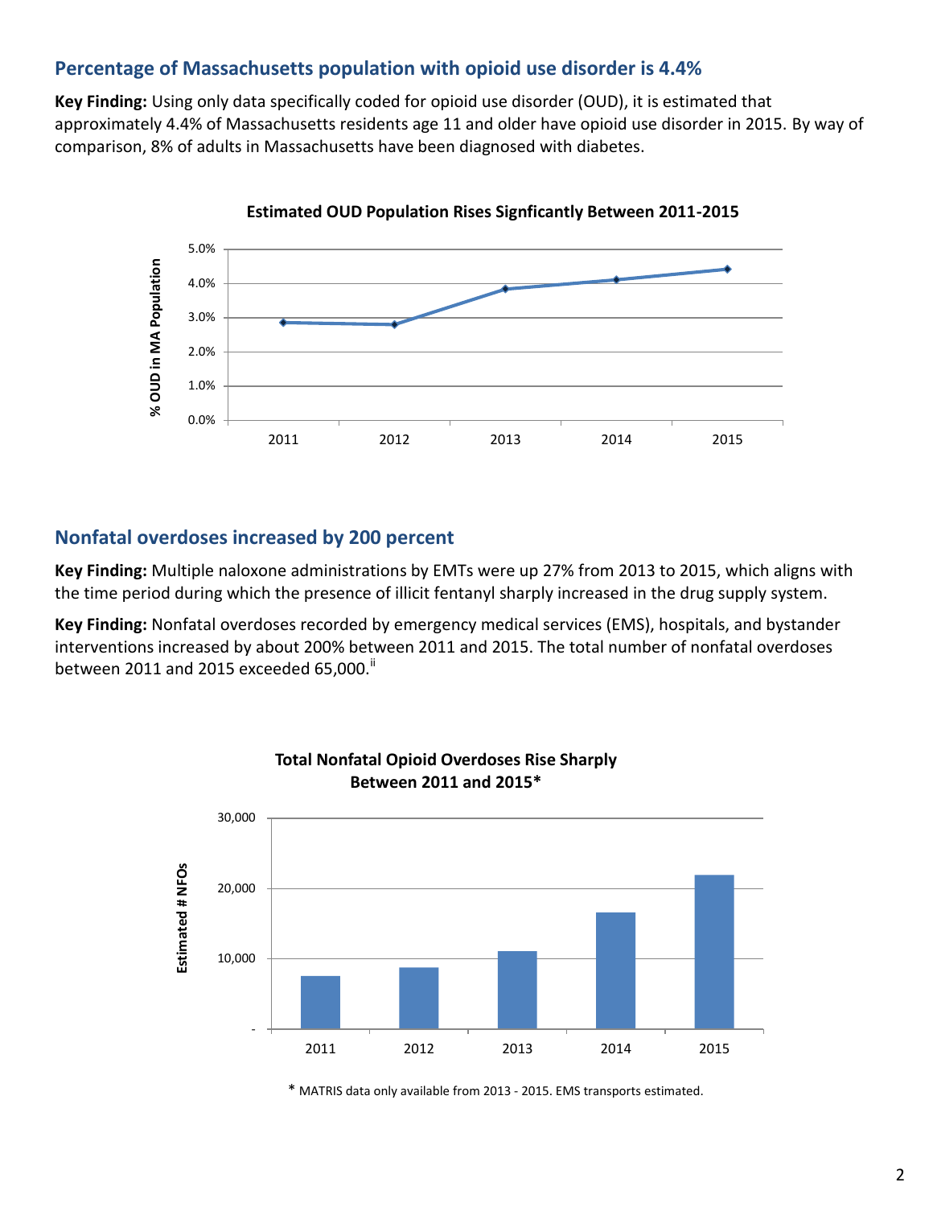## Percentage of Massachusetts population with opioid use disorder is 4.4%

**Key Finding:** Using only data specifically coded for opioid use disorder (OUD), it is estimated that approximately 4.4% of Massachusetts residents age 11 and older have opioid use disorder in 2015. By way of comparison, 8% of adults in Massachusetts have been diagnosed with diabetes.

**Estimated OUD Population Rises Signficantly Between 2011-2015**

## Nonfatal overdoses increased by 200 percent

**Key Finding:** Multiple naloxone administrations by EMTs were up 27% from 2013 to 2015, which aligns with the time period during which the presence of illicit fentanyl sharply increased in the drug supply system.

**Key Finding:** Nonfatal overdoses recorded by emergency medical services (EMS), hospitals, and bystander interventions increased by about 200% between 2011 and 2015. The total number of nonfatal overdoses between 2011 and 2015 exceeded 65,000.[ii]

**Total Nonfatal Opioid Overdoses Rise Sharply Between 2011 and 2015***

\* MATRIS data only available from 2013 - 2015. EMS transports estimated.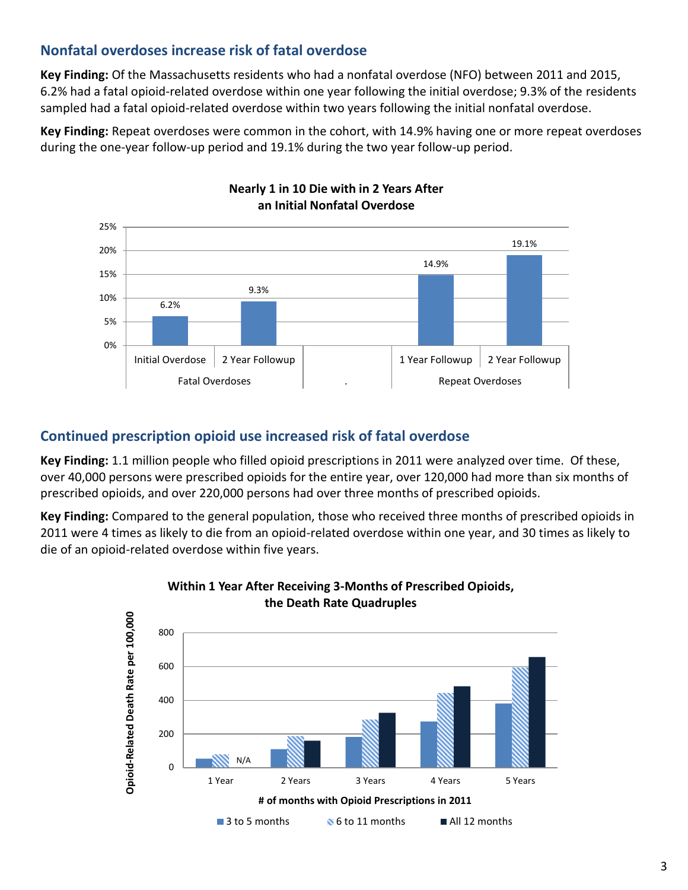## Nonfatal overdoses increase risk of fatal overdose

**Key Finding:** Of the Massachusetts residents who had a nonfatal overdose (NFO) between 2011 and 2015, 6.2% had a fatal opioid-related overdose within one year following the initial overdose; 9.3% of the residents sampled had a fatal opioid-related overdose within two years following the initial nonfatal overdose.

**Key Finding:** Repeat overdoses were common in the cohort, with 14.9% having one or more repeat overdoses during the one-year follow-up period and 19.1% during the two year follow-up period.

**Nearly 1 in 10 Die with in 2 Years After an Initial Nonfatal Overdose**

| Fatal Overdoses | | . | Repeat Overdoses | |
|---|---|---|---|---|
| Initial Overdose | 2 Year Followup | | 1 Year Followup | 2 Year Followup |
| 6.2% | 9.3% | | 14.9% | 19.1% |

## Continued prescription opioid use increased risk of fatal overdose

**Key Finding:** 1.1 million people who filled opioid prescriptions in 2011 were analyzed over time. Of these, over 40,000 persons were prescribed opioids for the entire year, over 120,000 had more than six months of prescribed opioids, and over 220,000 persons had over three months of prescribed opioids.

**Key Finding:** Compared to the general population, those who received three months of prescribed opioids in 2011 were 4 times as likely to die from an opioid-related overdose within one year, and 30 times as likely to die of an opioid-related overdose within five years.

**Within 1 Year After Receiving 3-Months of Prescribed Opioids, the Death Rate Quadruples**

Opioid-Related Death Rate per 100,000 by # of months with Opioid Prescriptions in 2011 (approximate values read from chart)

| | 3 to 5 months | 6 to 11 months | All 12 months |
|---|---|---|---|
| 1 Year | ~50 | ~75 | N/A |
| 2 Years | ~110 | ~185 | ~160 |
| 3 Years | ~180 | ~285 | ~325 |
| 4 Years | ~275 | ~440 | ~480 |
| 5 Years | ~380 | ~595 | ~655 |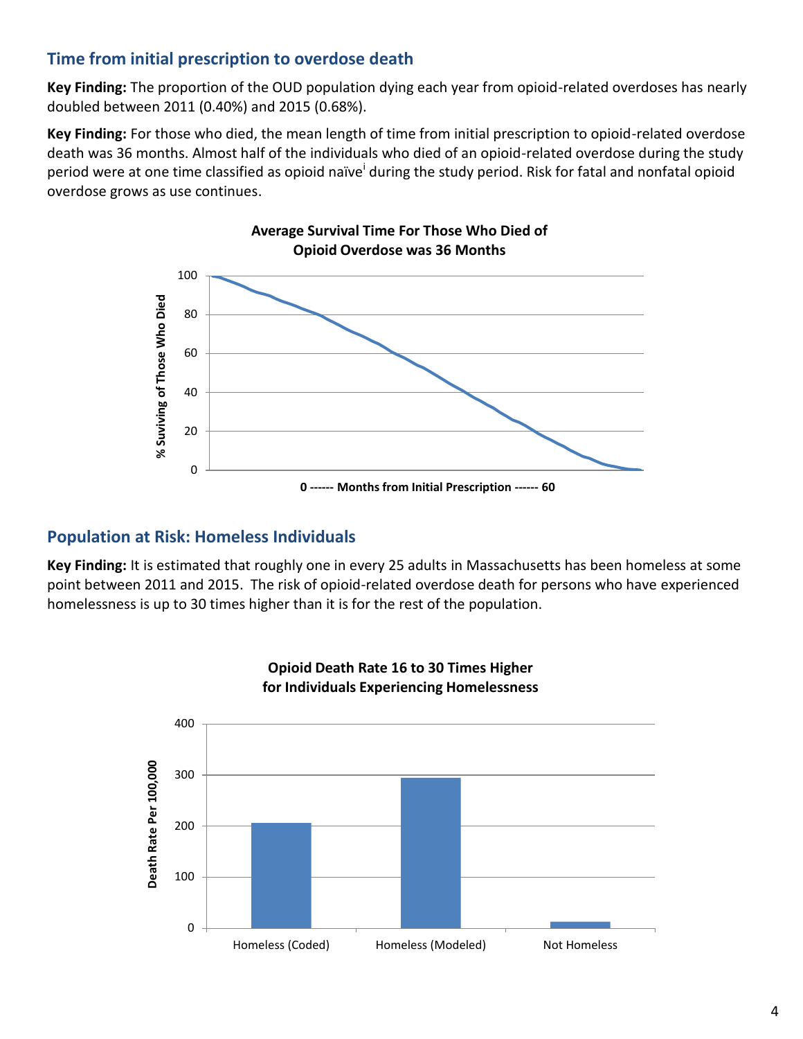## Time from initial prescription to overdose death

**Key Finding:** The proportion of the OUD population dying each year from opioid-related overdoses has nearly doubled between 2011 (0.40%) and 2015 (0.68%).

**Key Finding:** For those who died, the mean length of time from initial prescription to opioid-related overdose death was 36 months. Almost half of the individuals who died of an opioid-related overdose during the study period were at one time classified as opioid naïve[i] during the study period. Risk for fatal and nonfatal opioid overdose grows as use continues.

**Average Survival Time For Those Who Died of Opioid Overdose was 36 Months**

% Suviving of Those Who Died

0 ------ Months from Initial Prescription ------ 60

## Population at Risk: Homeless Individuals

**Key Finding:** It is estimated that roughly one in every 25 adults in Massachusetts has been homeless at some point between 2011 and 2015. The risk of opioid-related overdose death for persons who have experienced homelessness is up to 30 times higher than it is for the rest of the population.

**Opioid Death Rate 16 to 30 Times Higher for Individuals Experiencing Homelessness**

Death Rate Per 100,000

Homeless (Coded) | Homeless (Modeled) | Not Homeless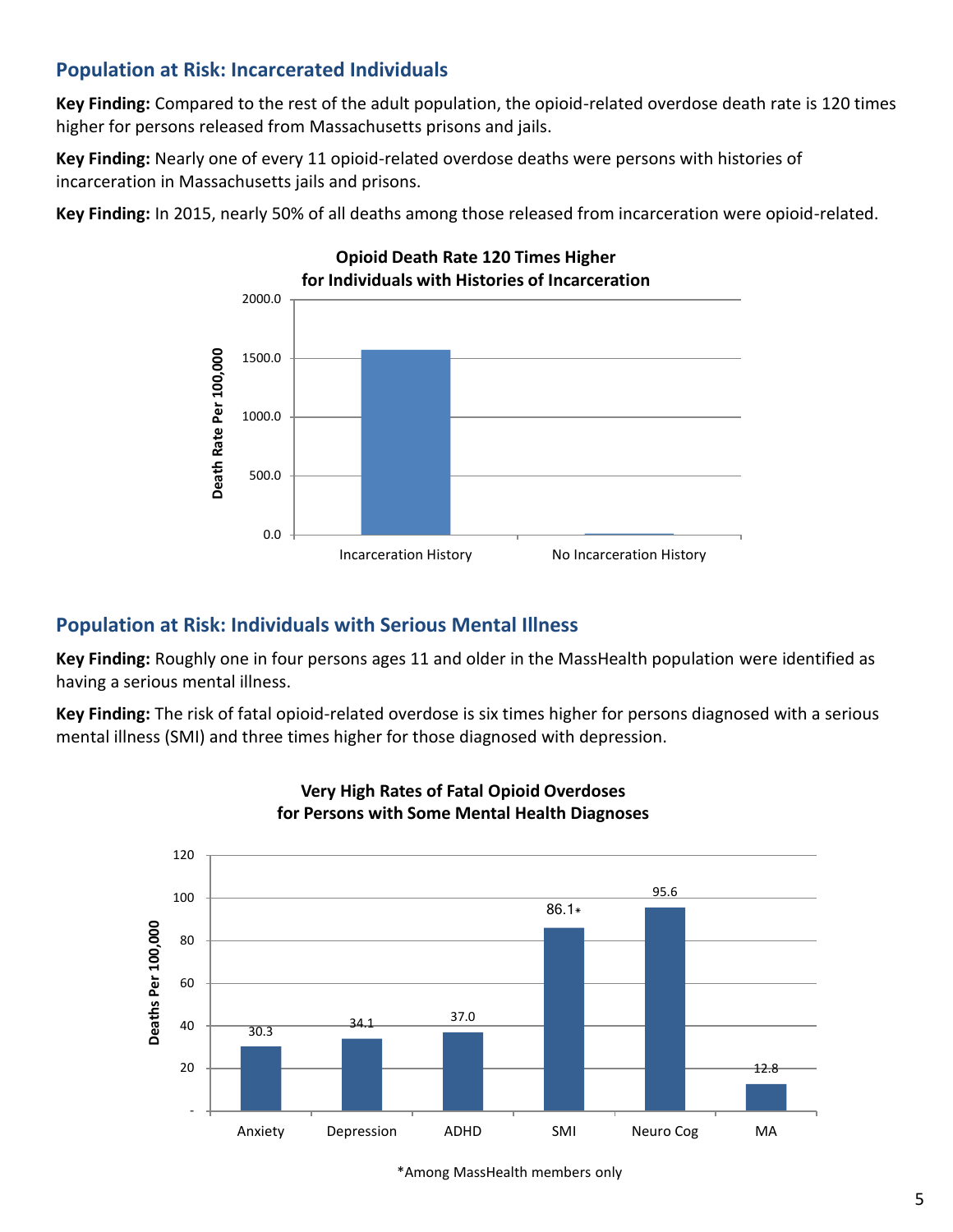## Population at Risk: Incarcerated Individuals

**Key Finding:** Compared to the rest of the adult population, the opioid-related overdose death rate is 120 times higher for persons released from Massachusetts prisons and jails.

**Key Finding:** Nearly one of every 11 opioid-related overdose deaths were persons with histories of incarceration in Massachusetts jails and prisons.

**Key Finding:** In 2015, nearly 50% of all deaths among those released from incarceration were opioid-related.

**Opioid Death Rate 120 Times Higher for Individuals with Histories of Incarceration**

## Population at Risk: Individuals with Serious Mental Illness

**Key Finding:** Roughly one in four persons ages 11 and older in the MassHealth population were identified as having a serious mental illness.

**Key Finding:** The risk of fatal opioid-related overdose is six times higher for persons diagnosed with a serious mental illness (SMI) and three times higher for those diagnosed with depression.

**Very High Rates of Fatal Opioid Overdoses for Persons with Some Mental Health Diagnoses**

| Diagnosis | Deaths Per 100,000 |
|---|---|
| Anxiety | 30.3 |
| Depression | 34.1 |
| ADHD | 37.0 |
| SMI | 86.1* |
| Neuro Cog | 95.6 |
| MA | 12.8 |

*Among MassHealth members only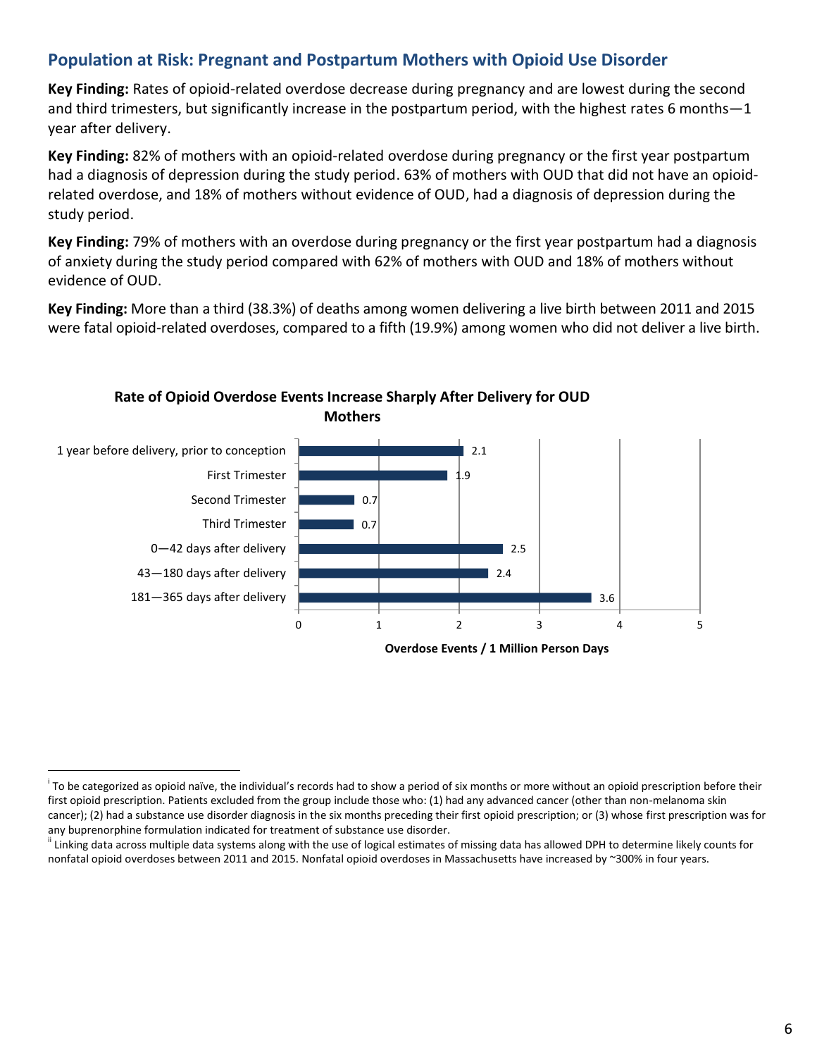## Population at Risk: Pregnant and Postpartum Mothers with Opioid Use Disorder

**Key Finding:** Rates of opioid-related overdose decrease during pregnancy and are lowest during the second and third trimesters, but significantly increase in the postpartum period, with the highest rates 6 months—1 year after delivery.

**Key Finding:** 82% of mothers with an opioid-related overdose during pregnancy or the first year postpartum had a diagnosis of depression during the study period. 63% of mothers with OUD that did not have an opioid-related overdose, and 18% of mothers without evidence of OUD, had a diagnosis of depression during the study period.

**Key Finding:** 79% of mothers with an overdose during pregnancy or the first year postpartum had a diagnosis of anxiety during the study period compared with 62% of mothers with OUD and 18% of mothers without evidence of OUD.

**Key Finding:** More than a third (38.3%) of deaths among women delivering a live birth between 2011 and 2015 were fatal opioid-related overdoses, compared to a fifth (19.9%) among women who did not deliver a live birth.

**Rate of Opioid Overdose Events Increase Sharply After Delivery for OUD Mothers**

1 year before delivery, prior to conception 2.1

First Trimester 1.9

Second Trimester 0.7

Third Trimester 0.7

0—42 days after delivery 2.5

43—180 days after delivery 2.4

181—365 days after delivery 3.6

0 1 2 3 4 5

Overdose Events / 1 Million Person Days

---

[i] To be categorized as opioid naïve, the individual's records had to show a period of six months or more without an opioid prescription before their first opioid prescription. Patients excluded from the group include those who: (1) had any advanced cancer (other than non-melanoma skin cancer); (2) had a substance use disorder diagnosis in the six months preceding their first opioid prescription; or (3) whose first prescription was for any buprenorphine formulation indicated for treatment of substance use disorder.

[ii] Linking data across multiple data systems along with the use of logical estimates of missing data has allowed DPH to determine likely counts for nonfatal opioid overdoses between 2011 and 2015. Nonfatal opioid overdoses in Massachusetts have increased by ~300% in four years.